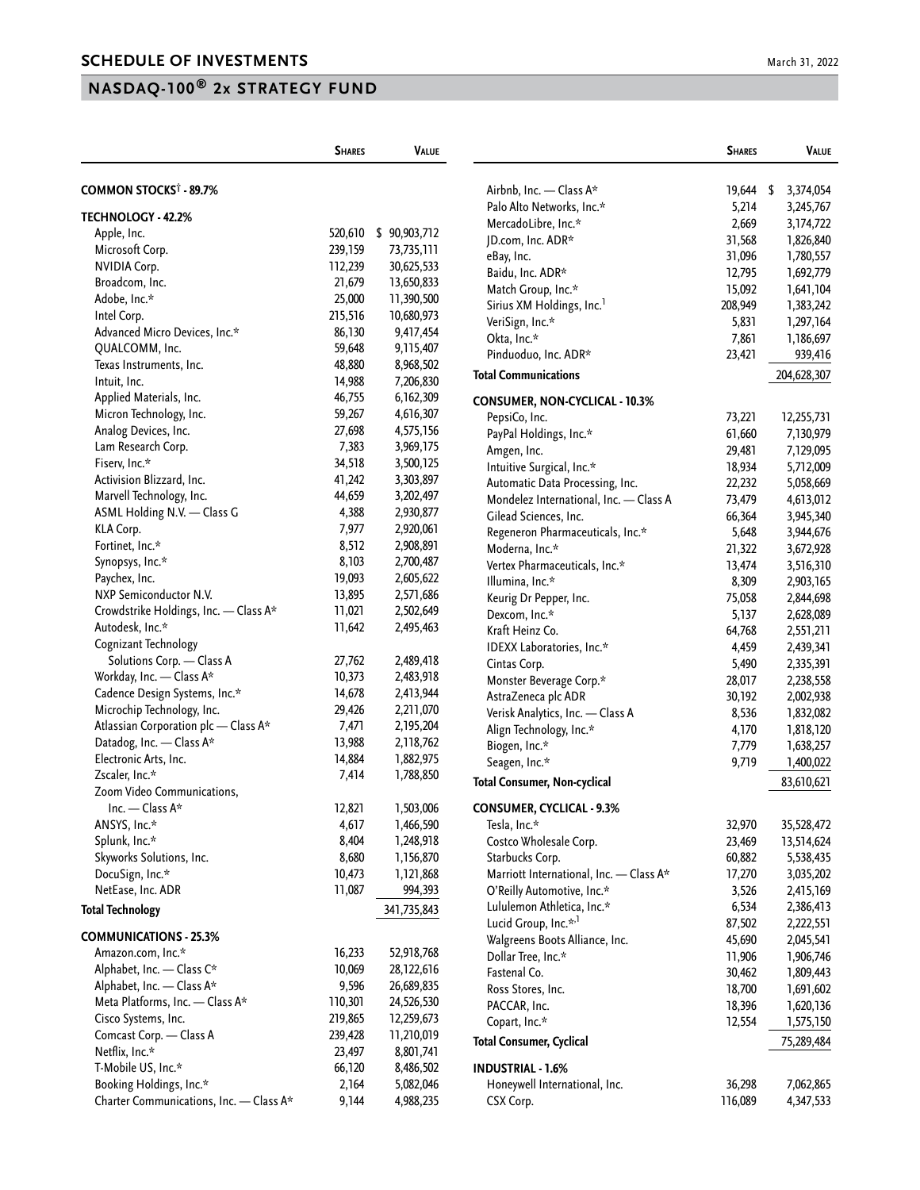## SCHEDULE OF INVESTMENTS

March 31, 2022

## NASDAQ-100® 2x STRATEGY FUND

| | Shares | Value |
|---|---|---|
| **COMMON STOCKS† - 89.7%** | | |
| **TECHNOLOGY - 42.2%** | | |
| Apple, Inc. | 520,610 | $ 90,903,712 |
| Microsoft Corp. | 239,159 | 73,735,111 |
| NVIDIA Corp. | 112,239 | 30,625,533 |
| Broadcom, Inc. | 21,679 | 13,650,833 |
| Adobe, Inc.* | 25,000 | 11,390,500 |
| Intel Corp. | 215,516 | 10,680,973 |
| Advanced Micro Devices, Inc.* | 86,130 | 9,417,454 |
| QUALCOMM, Inc. | 59,648 | 9,115,407 |
| Texas Instruments, Inc. | 48,880 | 8,968,502 |
| Intuit, Inc. | 14,988 | 7,206,830 |
| Applied Materials, Inc. | 46,755 | 6,162,309 |
| Micron Technology, Inc. | 59,267 | 4,616,307 |
| Analog Devices, Inc. | 27,698 | 4,575,156 |
| Lam Research Corp. | 7,383 | 3,969,175 |
| Fiserv, Inc.* | 34,518 | 3,500,125 |
| Activision Blizzard, Inc. | 41,242 | 3,303,897 |
| Marvell Technology, Inc. | 44,659 | 3,202,497 |
| ASML Holding N.V. — Class G | 4,388 | 2,930,877 |
| KLA Corp. | 7,977 | 2,920,061 |
| Fortinet, Inc.* | 8,512 | 2,908,891 |
| Synopsys, Inc.* | 8,103 | 2,700,487 |
| Paychex, Inc. | 19,093 | 2,605,622 |
| NXP Semiconductor N.V. | 13,895 | 2,571,686 |
| Crowdstrike Holdings, Inc. — Class A* | 11,021 | 2,502,649 |
| Autodesk, Inc.* | 11,642 | 2,495,463 |
| Cognizant Technology Solutions Corp. — Class A | 27,762 | 2,489,418 |
| Workday, Inc. — Class A* | 10,373 | 2,483,918 |
| Cadence Design Systems, Inc.* | 14,678 | 2,413,944 |
| Microchip Technology, Inc. | 29,426 | 2,211,070 |
| Atlassian Corporation plc — Class A* | 7,471 | 2,195,204 |
| Datadog, Inc. — Class A* | 13,988 | 2,118,762 |
| Electronic Arts, Inc. | 14,884 | 1,882,975 |
| Zscaler, Inc.* | 7,414 | 1,788,850 |
| Zoom Video Communications, Inc. — Class A* | 12,821 | 1,503,006 |
| ANSYS, Inc.* | 4,617 | 1,466,590 |
| Splunk, Inc.* | 8,404 | 1,248,918 |
| Skyworks Solutions, Inc. | 8,680 | 1,156,870 |
| DocuSign, Inc.* | 10,473 | 1,121,868 |
| NetEase, Inc. ADR | 11,087 | 994,393 |
| **Total Technology** | | 341,735,843 |
| **COMMUNICATIONS - 25.3%** | | |
| Amazon.com, Inc.* | 16,233 | 52,918,768 |
| Alphabet, Inc. — Class C* | 10,069 | 28,122,616 |
| Alphabet, Inc. — Class A* | 9,596 | 26,689,835 |
| Meta Platforms, Inc. — Class A* | 110,301 | 24,526,530 |
| Cisco Systems, Inc. | 219,865 | 12,259,673 |
| Comcast Corp. — Class A | 239,428 | 11,210,019 |
| Netflix, Inc.* | 23,497 | 8,801,741 |
| T-Mobile US, Inc.* | 66,120 | 8,486,502 |
| Booking Holdings, Inc.* | 2,164 | 5,082,046 |
| Charter Communications, Inc. — Class A* | 9,144 | 4,988,235 |
| Airbnb, Inc. — Class A* | 19,644 | $ 3,374,054 |
| Palo Alto Networks, Inc.* | 5,214 | 3,245,767 |
| MercadoLibre, Inc.* | 2,669 | 3,174,722 |
| JD.com, Inc. ADR* | 31,568 | 1,826,840 |
| eBay, Inc. | 31,096 | 1,780,557 |
| Baidu, Inc. ADR* | 12,795 | 1,692,779 |
| Match Group, Inc.* | 15,092 | 1,641,104 |
| Sirius XM Holdings, Inc.[1] | 208,949 | 1,383,242 |
| VeriSign, Inc.* | 5,831 | 1,297,164 |
| Okta, Inc.* | 7,861 | 1,186,697 |
| Pinduoduo, Inc. ADR* | 23,421 | 939,416 |
| **Total Communications** | | 204,628,307 |
| **CONSUMER, NON-CYCLICAL - 10.3%** | | |
| PepsiCo, Inc. | 73,221 | 12,255,731 |
| PayPal Holdings, Inc.* | 61,660 | 7,130,979 |
| Amgen, Inc. | 29,481 | 7,129,095 |
| Intuitive Surgical, Inc.* | 18,934 | 5,712,009 |
| Automatic Data Processing, Inc. | 22,232 | 5,058,669 |
| Mondelez International, Inc. — Class A | 73,479 | 4,613,012 |
| Gilead Sciences, Inc. | 66,364 | 3,945,340 |
| Regeneron Pharmaceuticals, Inc.* | 5,648 | 3,944,676 |
| Moderna, Inc.* | 21,322 | 3,672,928 |
| Vertex Pharmaceuticals, Inc.* | 13,474 | 3,516,310 |
| Illumina, Inc.* | 8,309 | 2,903,165 |
| Keurig Dr Pepper, Inc. | 75,058 | 2,844,698 |
| Dexcom, Inc.* | 5,137 | 2,628,089 |
| Kraft Heinz Co. | 64,768 | 2,551,211 |
| IDEXX Laboratories, Inc.* | 4,459 | 2,439,341 |
| Cintas Corp. | 5,490 | 2,335,391 |
| Monster Beverage Corp.* | 28,017 | 2,238,558 |
| AstraZeneca plc ADR | 30,192 | 2,002,938 |
| Verisk Analytics, Inc. — Class A | 8,536 | 1,832,082 |
| Align Technology, Inc.* | 4,170 | 1,818,120 |
| Biogen, Inc.* | 7,779 | 1,638,257 |
| Seagen, Inc.* | 9,719 | 1,400,022 |
| **Total Consumer, Non-cyclical** | | 83,610,621 |
| **CONSUMER, CYCLICAL - 9.3%** | | |
| Tesla, Inc.* | 32,970 | 35,528,472 |
| Costco Wholesale Corp. | 23,469 | 13,514,624 |
| Starbucks Corp. | 60,882 | 5,538,435 |
| Marriott International, Inc. — Class A* | 17,270 | 3,035,202 |
| O'Reilly Automotive, Inc.* | 3,526 | 2,415,169 |
| Lululemon Athletica, Inc.* | 6,534 | 2,386,413 |
| Lucid Group, Inc.*,[1] | 87,502 | 2,222,551 |
| Walgreens Boots Alliance, Inc. | 45,690 | 2,045,541 |
| Dollar Tree, Inc.* | 11,906 | 1,906,746 |
| Fastenal Co. | 30,462 | 1,809,443 |
| Ross Stores, Inc. | 18,700 | 1,691,602 |
| PACCAR, Inc. | 18,396 | 1,620,136 |
| Copart, Inc.* | 12,554 | 1,575,150 |
| **Total Consumer, Cyclical** | | 75,289,484 |
| **INDUSTRIAL - 1.6%** | | |
| Honeywell International, Inc. | 36,298 | 7,062,865 |
| CSX Corp. | 116,089 | 4,347,533 |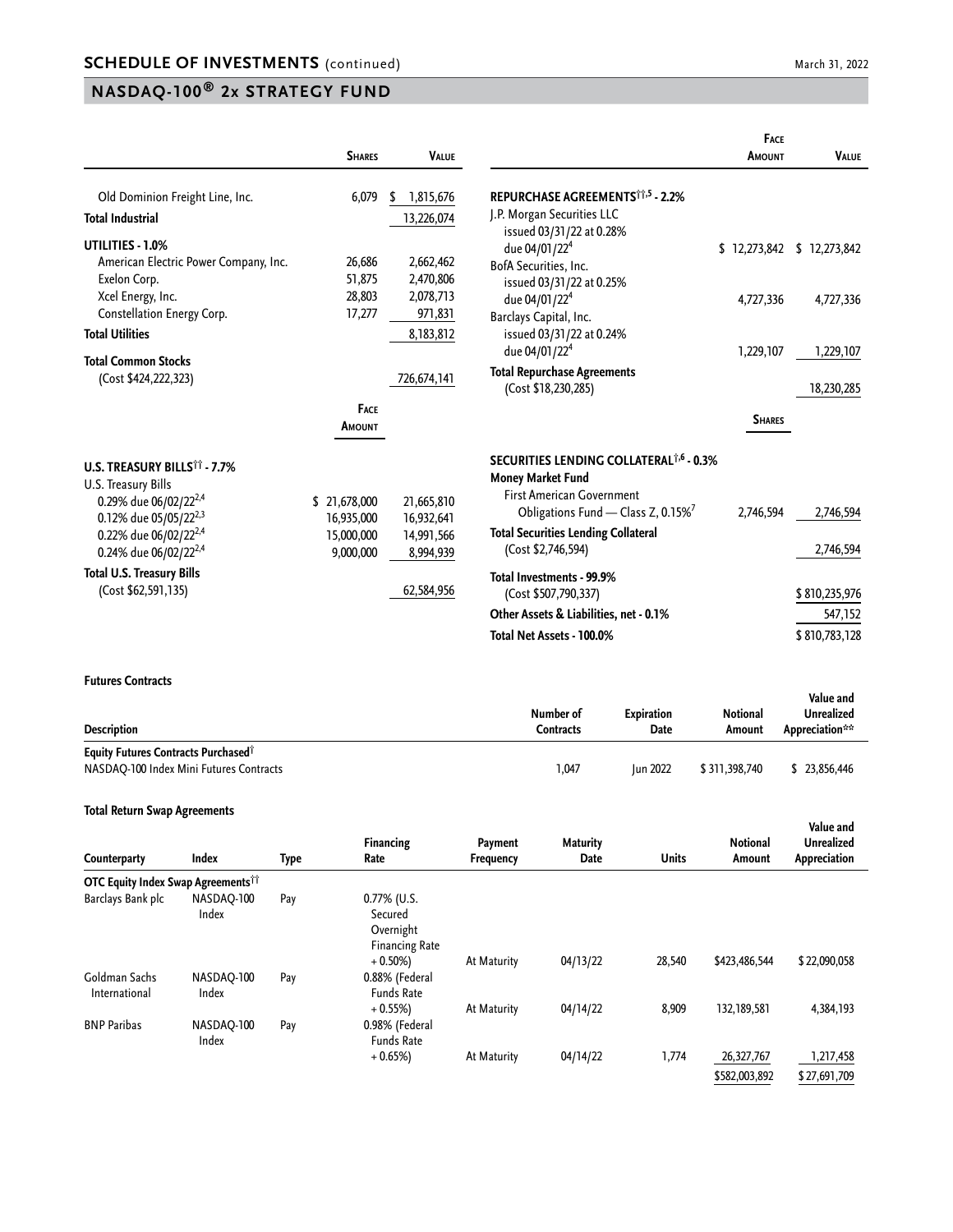## SCHEDULE OF INVESTMENTS (continued)

## NASDAQ-100® 2x STRATEGY FUND

| | Shares | Value |
|---|---|---|
| Old Dominion Freight Line, Inc. | 6,079 | $ 1,815,676 |
| **Total Industrial** | | 13,226,074 |
| **UTILITIES - 1.0%** | | |
| American Electric Power Company, Inc. | 26,686 | 2,662,462 |
| Exelon Corp. | 51,875 | 2,470,806 |
| Xcel Energy, Inc. | 28,803 | 2,078,713 |
| Constellation Energy Corp. | 17,277 | 971,831 |
| **Total Utilities** | | 8,183,812 |
| **Total Common Stocks** (Cost $424,222,323) | | 726,674,141 |

| | Face Amount | Value |
|---|---|---|
| **U.S. TREASURY BILLS†† - 7.7%** | | |
| U.S. Treasury Bills | | |
| 0.29% due 06/02/22[2,4] | $ 21,678,000 | 21,665,810 |
| 0.12% due 05/05/22[2,3] | 16,935,000 | 16,932,641 |
| 0.22% due 06/02/22[2,4] | 15,000,000 | 14,991,566 |
| 0.24% due 06/02/22[2,4] | 9,000,000 | 8,994,939 |
| **Total U.S. Treasury Bills** (Cost $62,591,135) | | 62,584,956 |

| | Face Amount | Value |
|---|---|---|
| **REPURCHASE AGREEMENTS††,5 - 2.2%** | | |
| J.P. Morgan Securities LLC issued 03/31/22 at 0.28% due 04/01/22[4] | $ 12,273,842 | $ 12,273,842 |
| BofA Securities, Inc. issued 03/31/22 at 0.25% due 04/01/22[4] | 4,727,336 | 4,727,336 |
| Barclays Capital, Inc. issued 03/31/22 at 0.24% due 04/01/22[4] | 1,229,107 | 1,229,107 |
| **Total Repurchase Agreements** (Cost $18,230,285) | | 18,230,285 |

| | Shares | Value |
|---|---|---|
| **SECURITIES LENDING COLLATERAL†,6 - 0.3%** | | |
| **Money Market Fund** | | |
| First American Government Obligations Fund — Class Z, 0.15%[7] | 2,746,594 | 2,746,594 |
| **Total Securities Lending Collateral** (Cost $2,746,594) | | 2,746,594 |
| **Total Investments - 99.9%** (Cost $507,790,337) | | $ 810,235,976 |
| **Other Assets & Liabilities, net - 0.1%** | | 547,152 |
| **Total Net Assets - 100.0%** | | $ 810,783,128 |

**Futures Contracts**

| Description | Number of Contracts | Expiration Date | Notional Amount | Value and Unrealized Appreciation** |
|---|---|---|---|---|
| **Equity Futures Contracts Purchased†** | | | | |
| NASDAQ-100 Index Mini Futures Contracts | 1,047 | Jun 2022 | $ 311,398,740 | $ 23,856,446 |

**Total Return Swap Agreements**

| Counterparty | Index | Type | Financing Rate | Payment Frequency | Maturity Date | Units | Notional Amount | Value and Unrealized Appreciation |
|---|---|---|---|---|---|---|---|---|
| **OTC Equity Index Swap Agreements††** | | | | | | | | |
| Barclays Bank plc | NASDAQ-100 Index | Pay | 0.77% (U.S. Secured Overnight Financing Rate + 0.50%) | At Maturity | 04/13/22 | 28,540 | $423,486,544 | $ 22,090,058 |
| Goldman Sachs International | NASDAQ-100 Index | Pay | 0.88% (Federal Funds Rate + 0.55%) | At Maturity | 04/14/22 | 8,909 | 132,189,581 | 4,384,193 |
| BNP Paribas | NASDAQ-100 Index | Pay | 0.98% (Federal Funds Rate + 0.65%) | At Maturity | 04/14/22 | 1,774 | 26,327,767 | 1,217,458 |
| | | | | | | | $582,003,892 | $ 27,691,709 |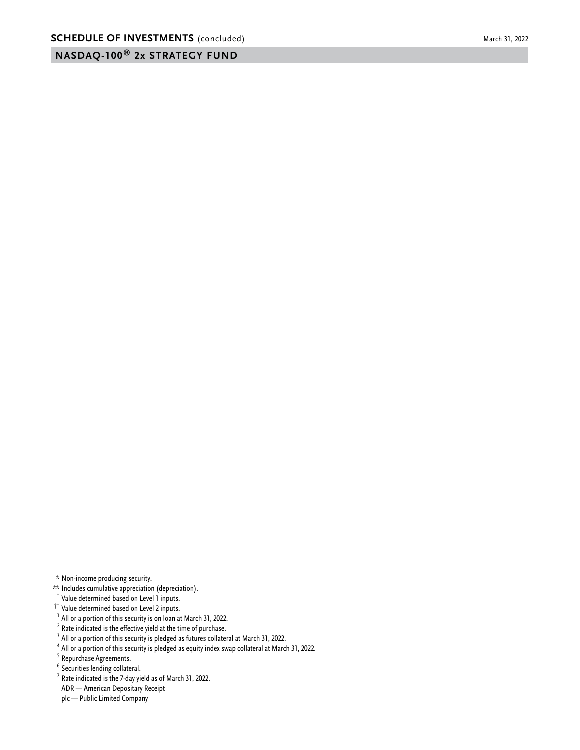## SCHEDULE OF INVESTMENTS (concluded)

## NASDAQ-100® 2x STRATEGY FUND

\* Non-income producing security.

\*\* Includes cumulative appreciation (depreciation).

† Value determined based on Level 1 inputs.

†† Value determined based on Level 2 inputs.

[1] All or a portion of this security is on loan at March 31, 2022.

[2] Rate indicated is the effective yield at the time of purchase.

[3] All or a portion of this security is pledged as futures collateral at March 31, 2022.

[4] All or a portion of this security is pledged as equity index swap collateral at March 31, 2022.

[5] Repurchase Agreements.

[6] Securities lending collateral.

[7] Rate indicated is the 7-day yield as of March 31, 2022.

ADR — American Depositary Receipt

plc — Public Limited Company